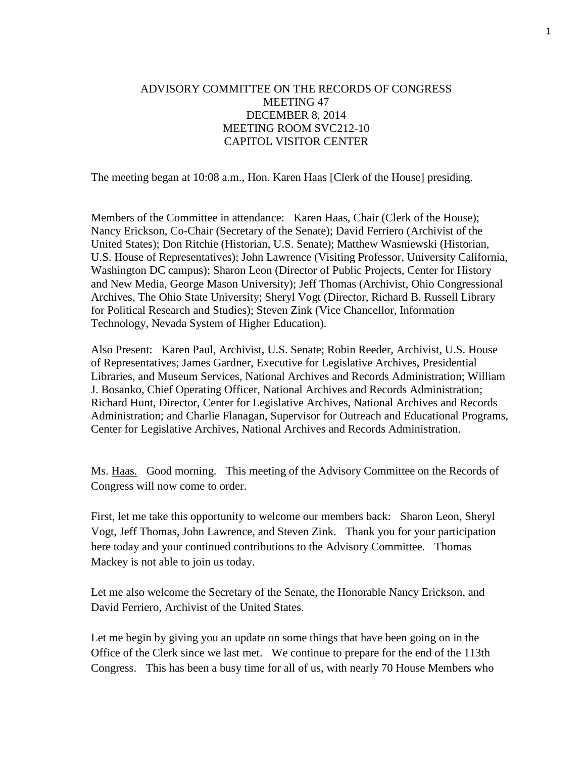# ADVISORY COMMITTEE ON THE RECORDS OF CONGRESS
## MEETING 47
## DECEMBER 8, 2014
## MEETING ROOM SVC212-10
## CAPITOL VISITOR CENTER

The meeting began at 10:08 a.m., Hon. Karen Haas [Clerk of the House] presiding.

Members of the Committee in attendance: Karen Haas, Chair (Clerk of the House); Nancy Erickson, Co-Chair (Secretary of the Senate); David Ferriero (Archivist of the United States); Don Ritchie (Historian, U.S. Senate); Matthew Wasniewski (Historian, U.S. House of Representatives); John Lawrence (Visiting Professor, University California, Washington DC campus); Sharon Leon (Director of Public Projects, Center for History and New Media, George Mason University); Jeff Thomas (Archivist, Ohio Congressional Archives, The Ohio State University; Sheryl Vogt (Director, Richard B. Russell Library for Political Research and Studies); Steven Zink (Vice Chancellor, Information Technology, Nevada System of Higher Education).

Also Present: Karen Paul, Archivist, U.S. Senate; Robin Reeder, Archivist, U.S. House of Representatives; James Gardner, Executive for Legislative Archives, Presidential Libraries, and Museum Services, National Archives and Records Administration; William J. Bosanko, Chief Operating Officer, National Archives and Records Administration; Richard Hunt, Director, Center for Legislative Archives, National Archives and Records Administration; and Charlie Flanagan, Supervisor for Outreach and Educational Programs, Center for Legislative Archives, National Archives and Records Administration.

Ms. <u>Haas.</u> Good morning. This meeting of the Advisory Committee on the Records of Congress will now come to order.

First, let me take this opportunity to welcome our members back: Sharon Leon, Sheryl Vogt, Jeff Thomas, John Lawrence, and Steven Zink. Thank you for your participation here today and your continued contributions to the Advisory Committee. Thomas Mackey is not able to join us today.

Let me also welcome the Secretary of the Senate, the Honorable Nancy Erickson, and David Ferriero, Archivist of the United States.

Let me begin by giving you an update on some things that have been going on in the Office of the Clerk since we last met. We continue to prepare for the end of the 113th Congress. This has been a busy time for all of us, with nearly 70 House Members who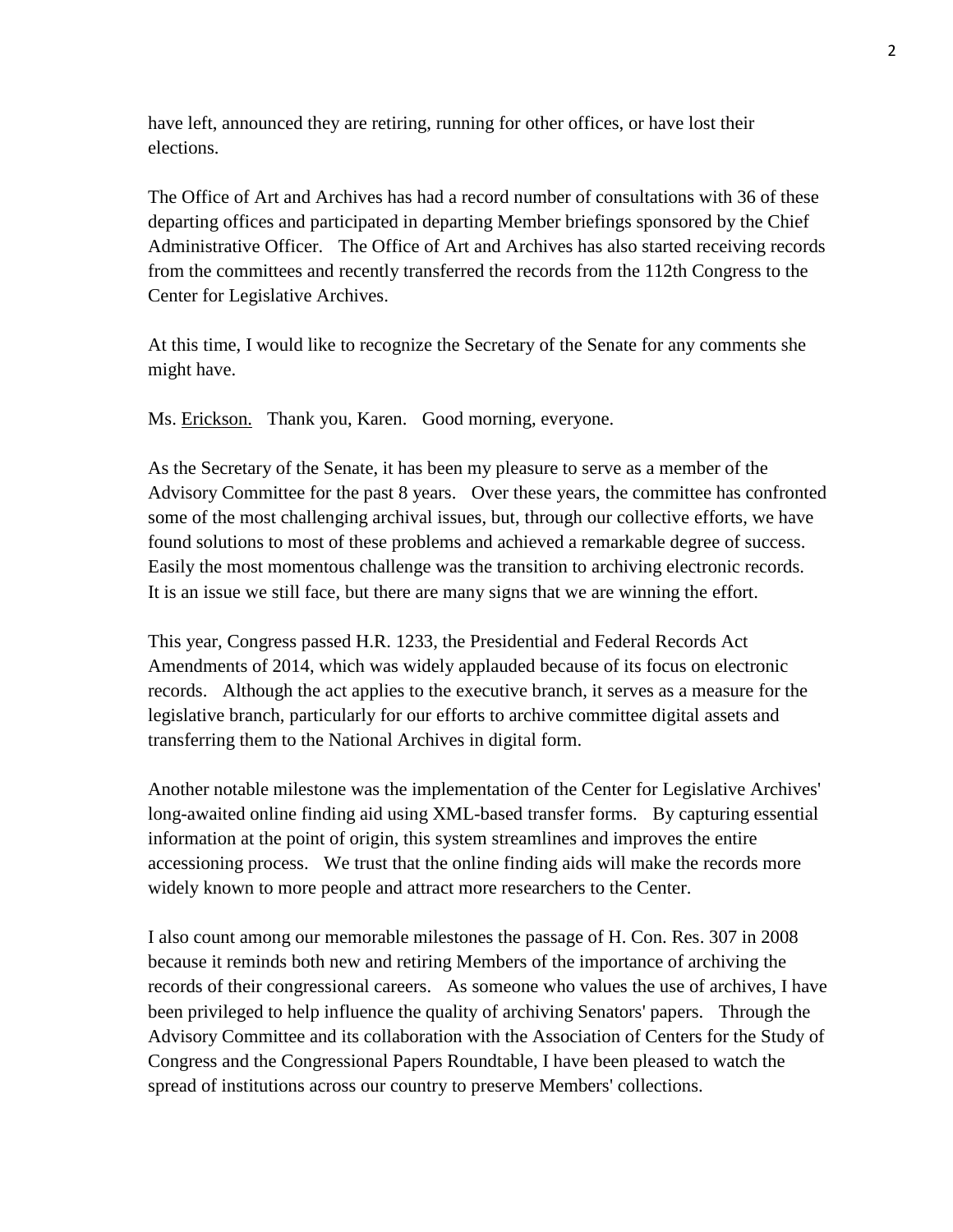have left, announced they are retiring, running for other offices, or have lost their elections.

The Office of Art and Archives has had a record number of consultations with 36 of these departing offices and participated in departing Member briefings sponsored by the Chief Administrative Officer. The Office of Art and Archives has also started receiving records from the committees and recently transferred the records from the 112th Congress to the Center for Legislative Archives.

At this time, I would like to recognize the Secretary of the Senate for any comments she might have.

Ms. Erickson. Thank you, Karen. Good morning, everyone.

As the Secretary of the Senate, it has been my pleasure to serve as a member of the Advisory Committee for the past 8 years. Over these years, the committee has confronted some of the most challenging archival issues, but, through our collective efforts, we have found solutions to most of these problems and achieved a remarkable degree of success. Easily the most momentous challenge was the transition to archiving electronic records. It is an issue we still face, but there are many signs that we are winning the effort.

This year, Congress passed H.R. 1233, the Presidential and Federal Records Act Amendments of 2014, which was widely applauded because of its focus on electronic records. Although the act applies to the executive branch, it serves as a measure for the legislative branch, particularly for our efforts to archive committee digital assets and transferring them to the National Archives in digital form.

Another notable milestone was the implementation of the Center for Legislative Archives' long-awaited online finding aid using XML-based transfer forms. By capturing essential information at the point of origin, this system streamlines and improves the entire accessioning process. We trust that the online finding aids will make the records more widely known to more people and attract more researchers to the Center.

I also count among our memorable milestones the passage of H. Con. Res. 307 in 2008 because it reminds both new and retiring Members of the importance of archiving the records of their congressional careers. As someone who values the use of archives, I have been privileged to help influence the quality of archiving Senators' papers. Through the Advisory Committee and its collaboration with the Association of Centers for the Study of Congress and the Congressional Papers Roundtable, I have been pleased to watch the spread of institutions across our country to preserve Members' collections.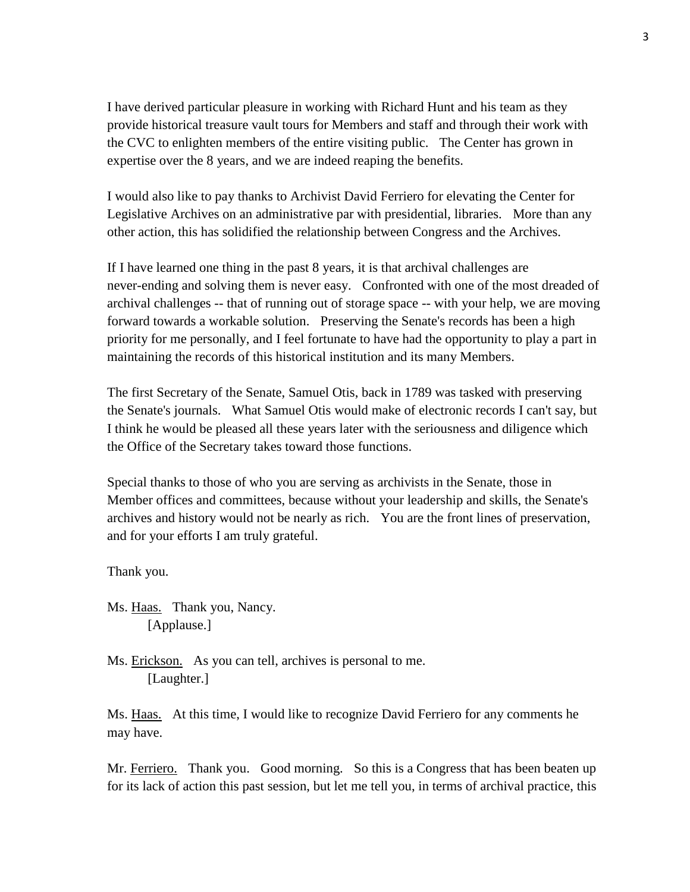I have derived particular pleasure in working with Richard Hunt and his team as they provide historical treasure vault tours for Members and staff and through their work with the CVC to enlighten members of the entire visiting public. The Center has grown in expertise over the 8 years, and we are indeed reaping the benefits.

I would also like to pay thanks to Archivist David Ferriero for elevating the Center for Legislative Archives on an administrative par with presidential, libraries. More than any other action, this has solidified the relationship between Congress and the Archives.

If I have learned one thing in the past 8 years, it is that archival challenges are never-ending and solving them is never easy. Confronted with one of the most dreaded of archival challenges -- that of running out of storage space -- with your help, we are moving forward towards a workable solution. Preserving the Senate's records has been a high priority for me personally, and I feel fortunate to have had the opportunity to play a part in maintaining the records of this historical institution and its many Members.

The first Secretary of the Senate, Samuel Otis, back in 1789 was tasked with preserving the Senate's journals. What Samuel Otis would make of electronic records I can't say, but I think he would be pleased all these years later with the seriousness and diligence which the Office of the Secretary takes toward those functions.

Special thanks to those of who you are serving as archivists in the Senate, those in Member offices and committees, because without your leadership and skills, the Senate's archives and history would not be nearly as rich. You are the front lines of preservation, and for your efforts I am truly grateful.

Thank you.

Ms. <u>Haas.</u> Thank you, Nancy.
[Applause.]

Ms. <u>Erickson.</u> As you can tell, archives is personal to me.
[Laughter.]

Ms. <u>Haas.</u> At this time, I would like to recognize David Ferriero for any comments he may have.

Mr. <u>Ferriero.</u> Thank you. Good morning. So this is a Congress that has been beaten up for its lack of action this past session, but let me tell you, in terms of archival practice, this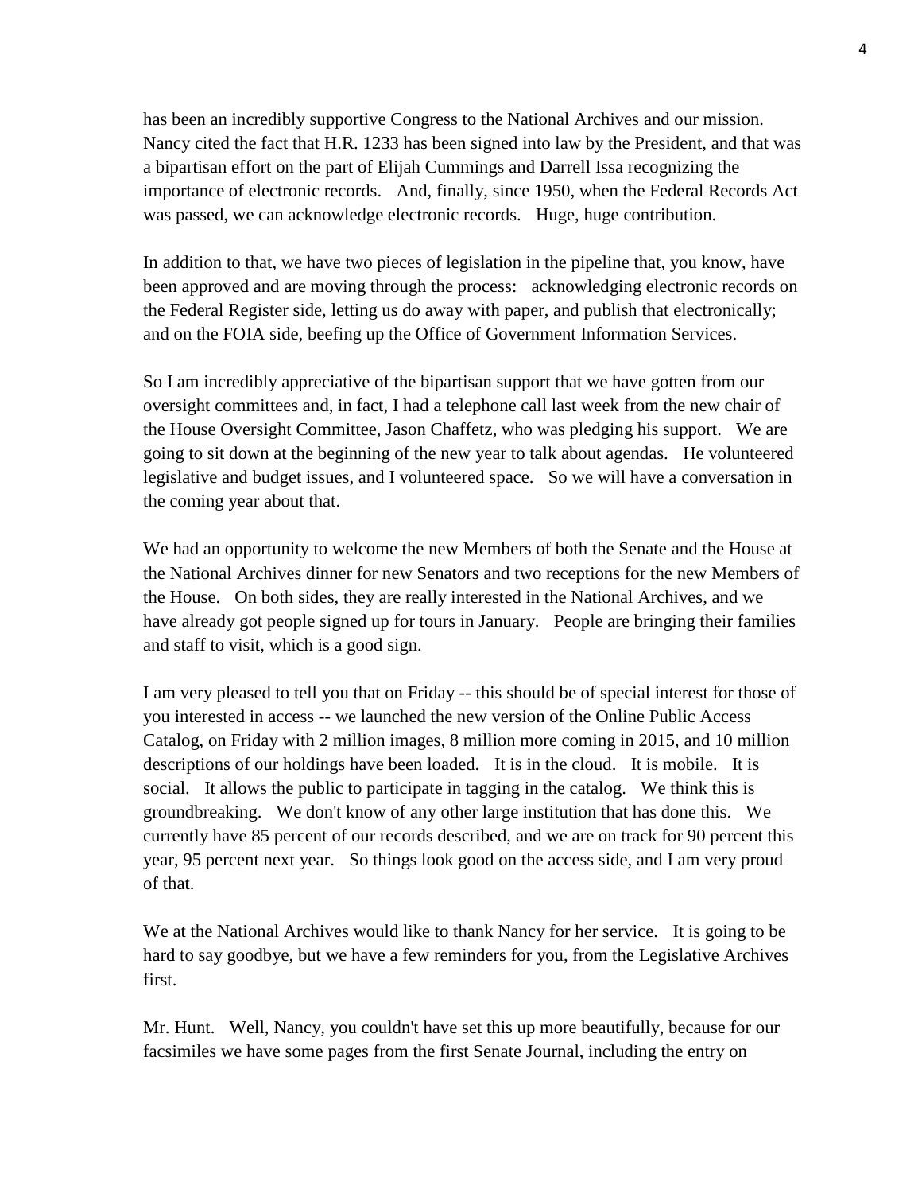has been an incredibly supportive Congress to the National Archives and our mission. Nancy cited the fact that H.R. 1233 has been signed into law by the President, and that was a bipartisan effort on the part of Elijah Cummings and Darrell Issa recognizing the importance of electronic records. And, finally, since 1950, when the Federal Records Act was passed, we can acknowledge electronic records. Huge, huge contribution.

In addition to that, we have two pieces of legislation in the pipeline that, you know, have been approved and are moving through the process: acknowledging electronic records on the Federal Register side, letting us do away with paper, and publish that electronically; and on the FOIA side, beefing up the Office of Government Information Services.

So I am incredibly appreciative of the bipartisan support that we have gotten from our oversight committees and, in fact, I had a telephone call last week from the new chair of the House Oversight Committee, Jason Chaffetz, who was pledging his support. We are going to sit down at the beginning of the new year to talk about agendas. He volunteered legislative and budget issues, and I volunteered space. So we will have a conversation in the coming year about that.

We had an opportunity to welcome the new Members of both the Senate and the House at the National Archives dinner for new Senators and two receptions for the new Members of the House. On both sides, they are really interested in the National Archives, and we have already got people signed up for tours in January. People are bringing their families and staff to visit, which is a good sign.

I am very pleased to tell you that on Friday -- this should be of special interest for those of you interested in access -- we launched the new version of the Online Public Access Catalog, on Friday with 2 million images, 8 million more coming in 2015, and 10 million descriptions of our holdings have been loaded. It is in the cloud. It is mobile. It is social. It allows the public to participate in tagging in the catalog. We think this is groundbreaking. We don't know of any other large institution that has done this. We currently have 85 percent of our records described, and we are on track for 90 percent this year, 95 percent next year. So things look good on the access side, and I am very proud of that.

We at the National Archives would like to thank Nancy for her service. It is going to be hard to say goodbye, but we have a few reminders for you, from the Legislative Archives first.

Mr. Hunt. Well, Nancy, you couldn't have set this up more beautifully, because for our facsimiles we have some pages from the first Senate Journal, including the entry on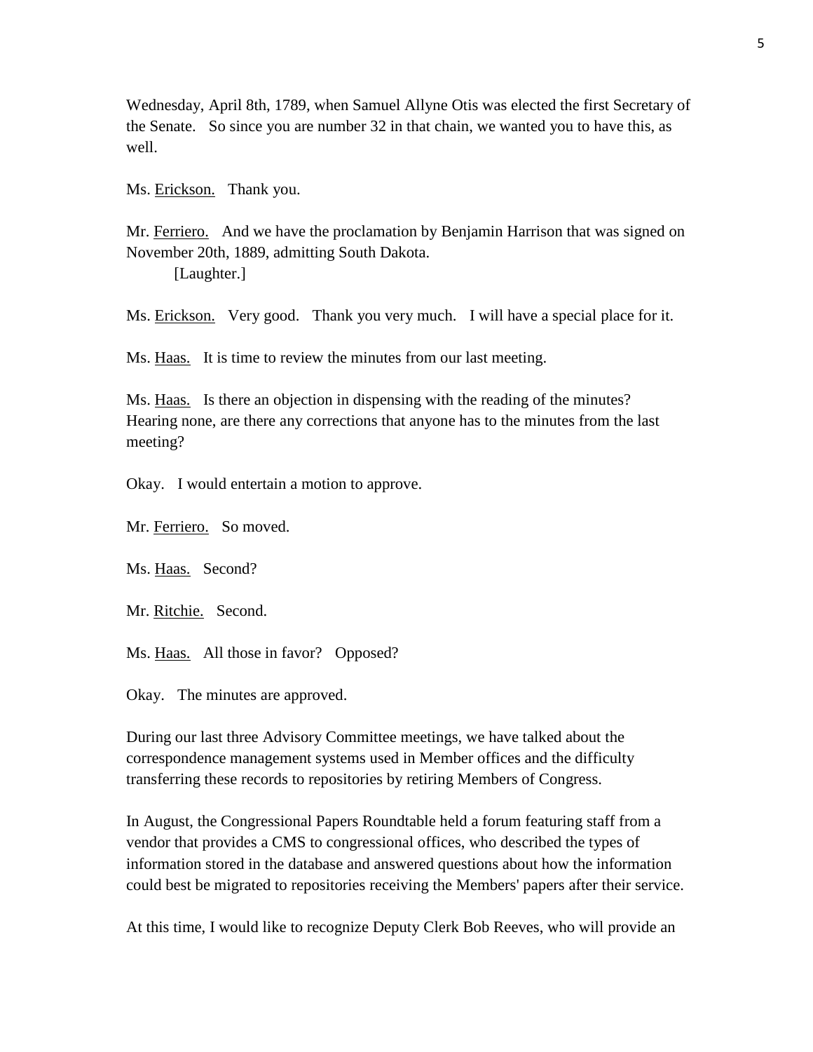Wednesday, April 8th, 1789, when Samuel Allyne Otis was elected the first Secretary of the Senate. So since you are number 32 in that chain, we wanted you to have this, as well.

Ms. Erickson. Thank you.

Mr. Ferriero. And we have the proclamation by Benjamin Harrison that was signed on November 20th, 1889, admitting South Dakota.

[Laughter.]

Ms. Erickson. Very good. Thank you very much. I will have a special place for it.

Ms. Haas. It is time to review the minutes from our last meeting.

Ms. Haas. Is there an objection in dispensing with the reading of the minutes? Hearing none, are there any corrections that anyone has to the minutes from the last meeting?

Okay. I would entertain a motion to approve.

Mr. Ferriero. So moved.

Ms. Haas. Second?

Mr. Ritchie. Second.

Ms. Haas. All those in favor? Opposed?

Okay. The minutes are approved.

During our last three Advisory Committee meetings, we have talked about the correspondence management systems used in Member offices and the difficulty transferring these records to repositories by retiring Members of Congress.

In August, the Congressional Papers Roundtable held a forum featuring staff from a vendor that provides a CMS to congressional offices, who described the types of information stored in the database and answered questions about how the information could best be migrated to repositories receiving the Members' papers after their service.

At this time, I would like to recognize Deputy Clerk Bob Reeves, who will provide an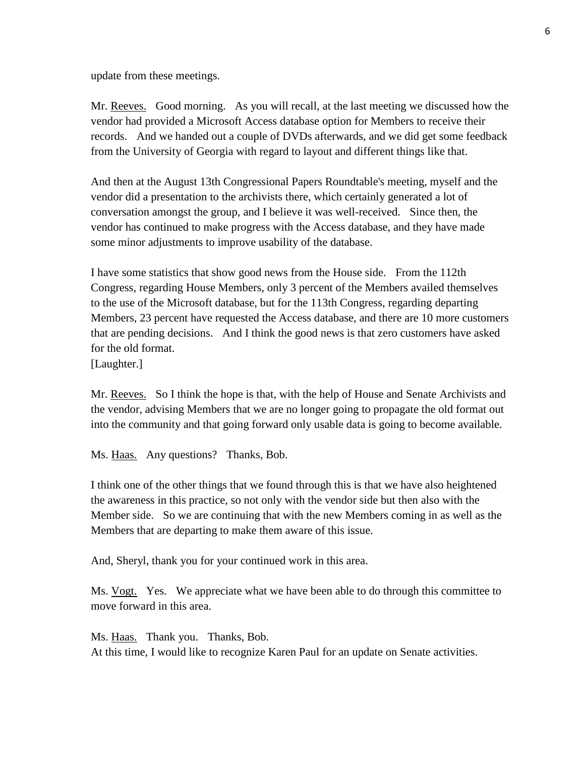update from these meetings.

Mr. Reeves. Good morning. As you will recall, at the last meeting we discussed how the vendor had provided a Microsoft Access database option for Members to receive their records. And we handed out a couple of DVDs afterwards, and we did get some feedback from the University of Georgia with regard to layout and different things like that.

And then at the August 13th Congressional Papers Roundtable's meeting, myself and the vendor did a presentation to the archivists there, which certainly generated a lot of conversation amongst the group, and I believe it was well-received. Since then, the vendor has continued to make progress with the Access database, and they have made some minor adjustments to improve usability of the database.

I have some statistics that show good news from the House side. From the 112th Congress, regarding House Members, only 3 percent of the Members availed themselves to the use of the Microsoft database, but for the 113th Congress, regarding departing Members, 23 percent have requested the Access database, and there are 10 more customers that are pending decisions. And I think the good news is that zero customers have asked for the old format.
[Laughter.]

Mr. Reeves. So I think the hope is that, with the help of House and Senate Archivists and the vendor, advising Members that we are no longer going to propagate the old format out into the community and that going forward only usable data is going to become available.

Ms. Haas. Any questions? Thanks, Bob.

I think one of the other things that we found through this is that we have also heightened the awareness in this practice, so not only with the vendor side but then also with the Member side. So we are continuing that with the new Members coming in as well as the Members that are departing to make them aware of this issue.

And, Sheryl, thank you for your continued work in this area.

Ms. Vogt. Yes. We appreciate what we have been able to do through this committee to move forward in this area.

Ms. Haas. Thank you. Thanks, Bob.
At this time, I would like to recognize Karen Paul for an update on Senate activities.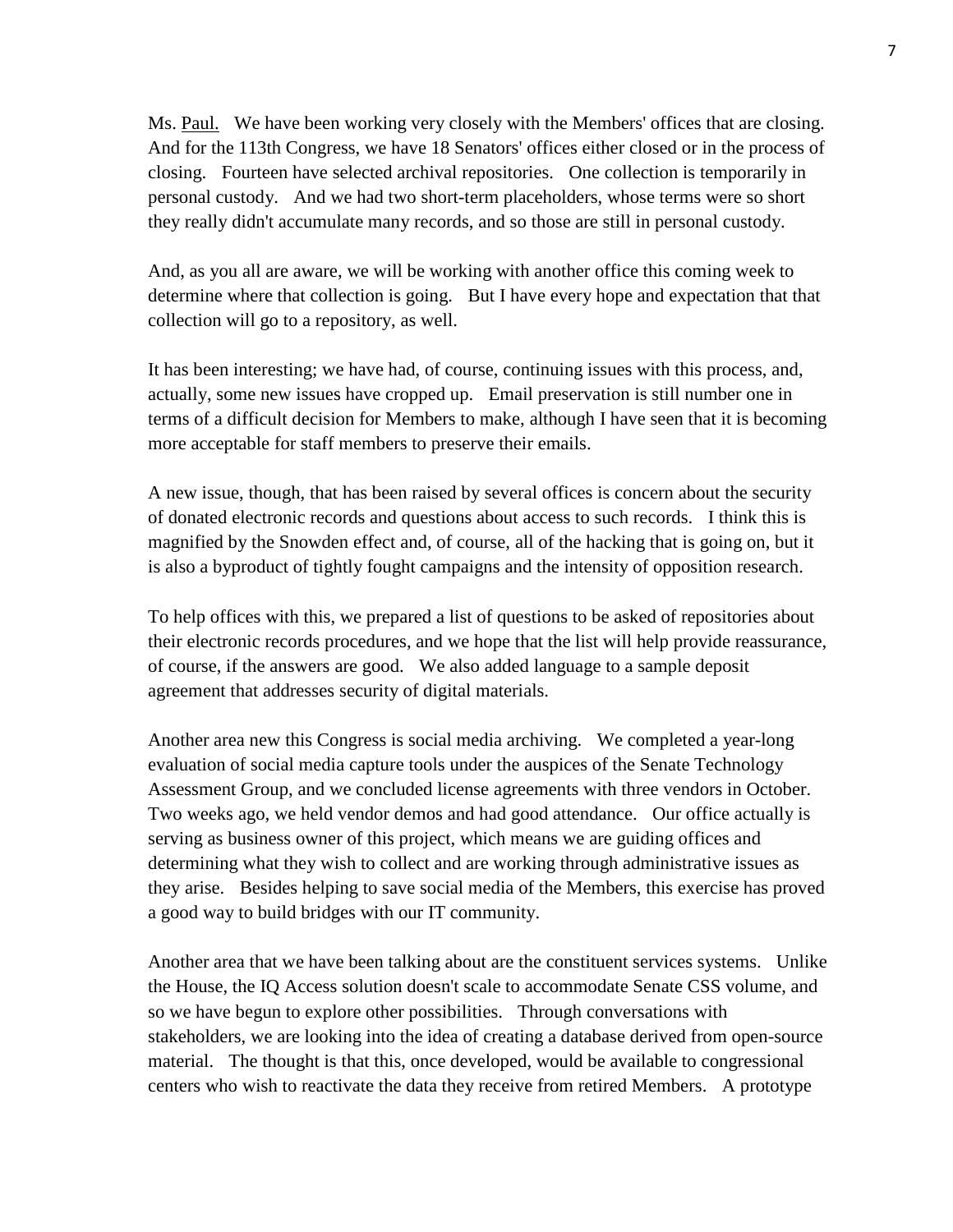Ms. Paul. We have been working very closely with the Members' offices that are closing. And for the 113th Congress, we have 18 Senators' offices either closed or in the process of closing. Fourteen have selected archival repositories. One collection is temporarily in personal custody. And we had two short-term placeholders, whose terms were so short they really didn't accumulate many records, and so those are still in personal custody.

And, as you all are aware, we will be working with another office this coming week to determine where that collection is going. But I have every hope and expectation that that collection will go to a repository, as well.

It has been interesting; we have had, of course, continuing issues with this process, and, actually, some new issues have cropped up. Email preservation is still number one in terms of a difficult decision for Members to make, although I have seen that it is becoming more acceptable for staff members to preserve their emails.

A new issue, though, that has been raised by several offices is concern about the security of donated electronic records and questions about access to such records. I think this is magnified by the Snowden effect and, of course, all of the hacking that is going on, but it is also a byproduct of tightly fought campaigns and the intensity of opposition research.

To help offices with this, we prepared a list of questions to be asked of repositories about their electronic records procedures, and we hope that the list will help provide reassurance, of course, if the answers are good. We also added language to a sample deposit agreement that addresses security of digital materials.

Another area new this Congress is social media archiving. We completed a year-long evaluation of social media capture tools under the auspices of the Senate Technology Assessment Group, and we concluded license agreements with three vendors in October. Two weeks ago, we held vendor demos and had good attendance. Our office actually is serving as business owner of this project, which means we are guiding offices and determining what they wish to collect and are working through administrative issues as they arise. Besides helping to save social media of the Members, this exercise has proved a good way to build bridges with our IT community.

Another area that we have been talking about are the constituent services systems. Unlike the House, the IQ Access solution doesn't scale to accommodate Senate CSS volume, and so we have begun to explore other possibilities. Through conversations with stakeholders, we are looking into the idea of creating a database derived from open-source material. The thought is that this, once developed, would be available to congressional centers who wish to reactivate the data they receive from retired Members. A prototype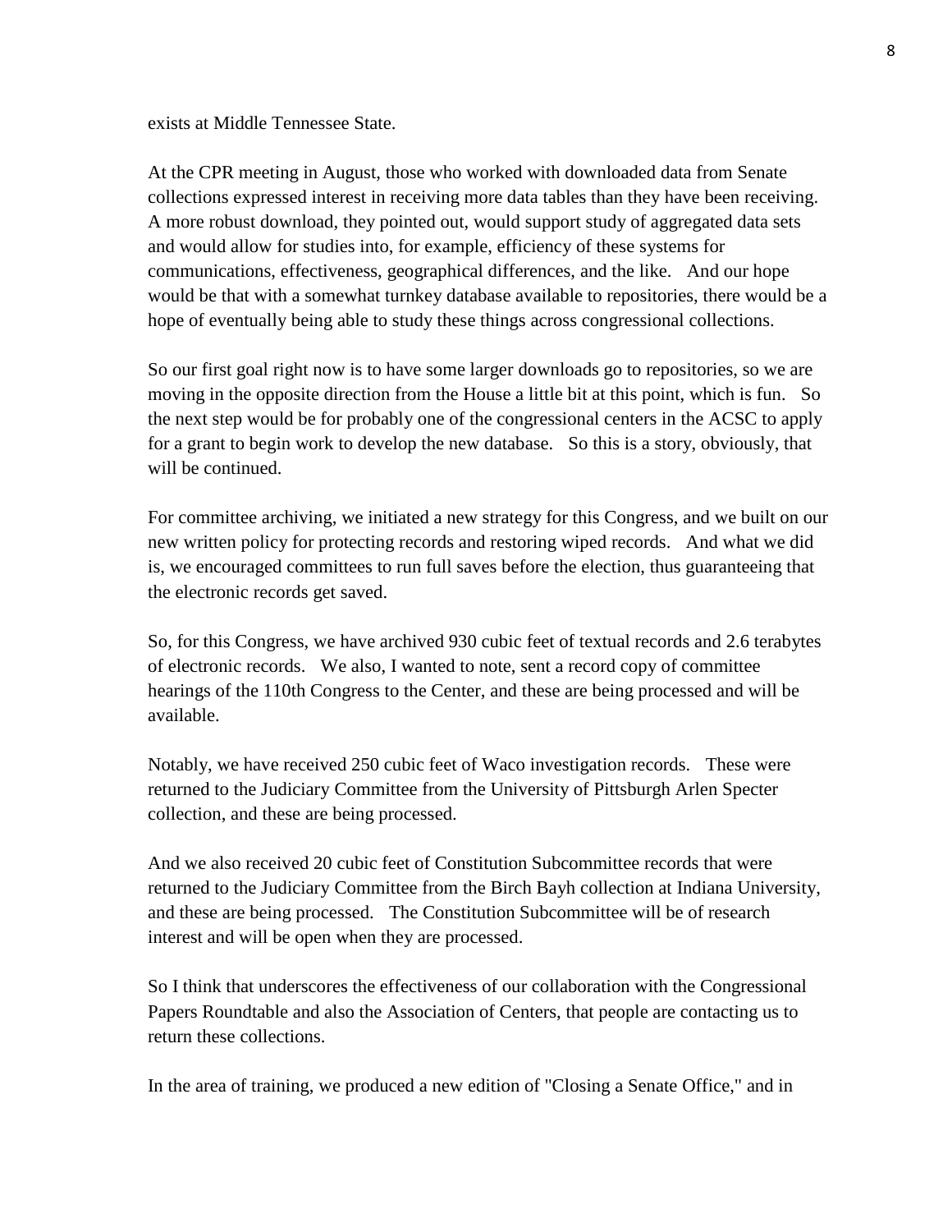exists at Middle Tennessee State.

At the CPR meeting in August, those who worked with downloaded data from Senate collections expressed interest in receiving more data tables than they have been receiving. A more robust download, they pointed out, would support study of aggregated data sets and would allow for studies into, for example, efficiency of these systems for communications, effectiveness, geographical differences, and the like. And our hope would be that with a somewhat turnkey database available to repositories, there would be a hope of eventually being able to study these things across congressional collections.

So our first goal right now is to have some larger downloads go to repositories, so we are moving in the opposite direction from the House a little bit at this point, which is fun. So the next step would be for probably one of the congressional centers in the ACSC to apply for a grant to begin work to develop the new database. So this is a story, obviously, that will be continued.

For committee archiving, we initiated a new strategy for this Congress, and we built on our new written policy for protecting records and restoring wiped records. And what we did is, we encouraged committees to run full saves before the election, thus guaranteeing that the electronic records get saved.

So, for this Congress, we have archived 930 cubic feet of textual records and 2.6 terabytes of electronic records. We also, I wanted to note, sent a record copy of committee hearings of the 110th Congress to the Center, and these are being processed and will be available.

Notably, we have received 250 cubic feet of Waco investigation records. These were returned to the Judiciary Committee from the University of Pittsburgh Arlen Specter collection, and these are being processed.

And we also received 20 cubic feet of Constitution Subcommittee records that were returned to the Judiciary Committee from the Birch Bayh collection at Indiana University, and these are being processed. The Constitution Subcommittee will be of research interest and will be open when they are processed.

So I think that underscores the effectiveness of our collaboration with the Congressional Papers Roundtable and also the Association of Centers, that people are contacting us to return these collections.

In the area of training, we produced a new edition of "Closing a Senate Office," and in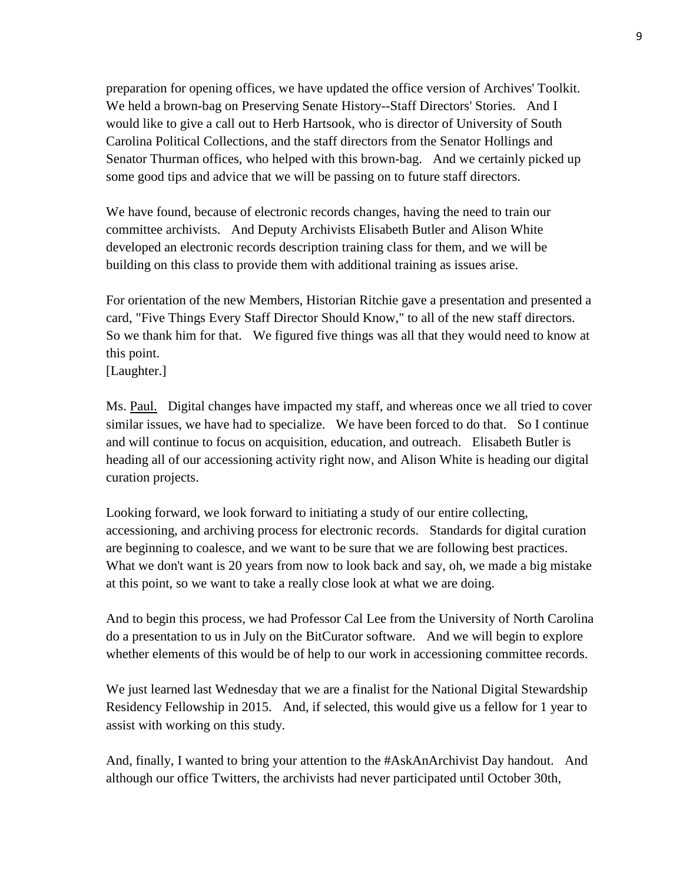preparation for opening offices, we have updated the office version of Archives' Toolkit. We held a brown-bag on Preserving Senate History--Staff Directors' Stories. And I would like to give a call out to Herb Hartsook, who is director of University of South Carolina Political Collections, and the staff directors from the Senator Hollings and Senator Thurman offices, who helped with this brown-bag. And we certainly picked up some good tips and advice that we will be passing on to future staff directors.

We have found, because of electronic records changes, having the need to train our committee archivists. And Deputy Archivists Elisabeth Butler and Alison White developed an electronic records description training class for them, and we will be building on this class to provide them with additional training as issues arise.

For orientation of the new Members, Historian Ritchie gave a presentation and presented a card, "Five Things Every Staff Director Should Know," to all of the new staff directors. So we thank him for that. We figured five things was all that they would need to know at this point.
[Laughter.]

Ms. <u>Paul.</u> Digital changes have impacted my staff, and whereas once we all tried to cover similar issues, we have had to specialize. We have been forced to do that. So I continue and will continue to focus on acquisition, education, and outreach. Elisabeth Butler is heading all of our accessioning activity right now, and Alison White is heading our digital curation projects.

Looking forward, we look forward to initiating a study of our entire collecting, accessioning, and archiving process for electronic records. Standards for digital curation are beginning to coalesce, and we want to be sure that we are following best practices. What we don't want is 20 years from now to look back and say, oh, we made a big mistake at this point, so we want to take a really close look at what we are doing.

And to begin this process, we had Professor Cal Lee from the University of North Carolina do a presentation to us in July on the BitCurator software. And we will begin to explore whether elements of this would be of help to our work in accessioning committee records.

We just learned last Wednesday that we are a finalist for the National Digital Stewardship Residency Fellowship in 2015. And, if selected, this would give us a fellow for 1 year to assist with working on this study.

And, finally, I wanted to bring your attention to the #AskAnArchivist Day handout. And although our office Twitters, the archivists had never participated until October 30th,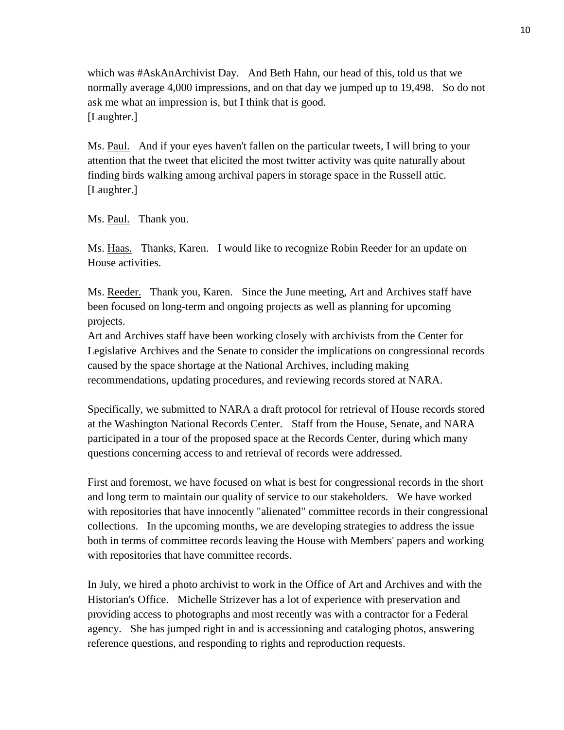which was #AskAnArchivist Day. And Beth Hahn, our head of this, told us that we normally average 4,000 impressions, and on that day we jumped up to 19,498. So do not ask me what an impression is, but I think that is good.
[Laughter.]

Ms. Paul. And if your eyes haven't fallen on the particular tweets, I will bring to your attention that the tweet that elicited the most twitter activity was quite naturally about finding birds walking among archival papers in storage space in the Russell attic.
[Laughter.]

Ms. Paul. Thank you.

Ms. Haas. Thanks, Karen. I would like to recognize Robin Reeder for an update on House activities.

Ms. Reeder. Thank you, Karen. Since the June meeting, Art and Archives staff have been focused on long-term and ongoing projects as well as planning for upcoming projects.
Art and Archives staff have been working closely with archivists from the Center for Legislative Archives and the Senate to consider the implications on congressional records caused by the space shortage at the National Archives, including making recommendations, updating procedures, and reviewing records stored at NARA.

Specifically, we submitted to NARA a draft protocol for retrieval of House records stored at the Washington National Records Center. Staff from the House, Senate, and NARA participated in a tour of the proposed space at the Records Center, during which many questions concerning access to and retrieval of records were addressed.

First and foremost, we have focused on what is best for congressional records in the short and long term to maintain our quality of service to our stakeholders. We have worked with repositories that have innocently "alienated" committee records in their congressional collections. In the upcoming months, we are developing strategies to address the issue both in terms of committee records leaving the House with Members' papers and working with repositories that have committee records.

In July, we hired a photo archivist to work in the Office of Art and Archives and with the Historian's Office. Michelle Strizever has a lot of experience with preservation and providing access to photographs and most recently was with a contractor for a Federal agency. She has jumped right in and is accessioning and cataloging photos, answering reference questions, and responding to rights and reproduction requests.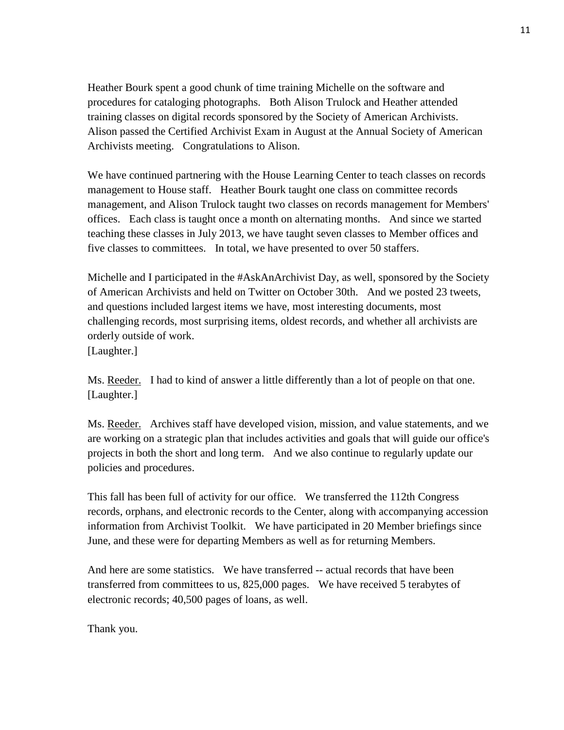Heather Bourk spent a good chunk of time training Michelle on the software and procedures for cataloging photographs. Both Alison Trulock and Heather attended training classes on digital records sponsored by the Society of American Archivists. Alison passed the Certified Archivist Exam in August at the Annual Society of American Archivists meeting. Congratulations to Alison.

We have continued partnering with the House Learning Center to teach classes on records management to House staff. Heather Bourk taught one class on committee records management, and Alison Trulock taught two classes on records management for Members' offices. Each class is taught once a month on alternating months. And since we started teaching these classes in July 2013, we have taught seven classes to Member offices and five classes to committees. In total, we have presented to over 50 staffers.

Michelle and I participated in the #AskAnArchivist Day, as well, sponsored by the Society of American Archivists and held on Twitter on October 30th. And we posted 23 tweets, and questions included largest items we have, most interesting documents, most challenging records, most surprising items, oldest records, and whether all archivists are orderly outside of work.
[Laughter.]

Ms. Reeder. I had to kind of answer a little differently than a lot of people on that one.
[Laughter.]

Ms. Reeder. Archives staff have developed vision, mission, and value statements, and we are working on a strategic plan that includes activities and goals that will guide our office's projects in both the short and long term. And we also continue to regularly update our policies and procedures.

This fall has been full of activity for our office. We transferred the 112th Congress records, orphans, and electronic records to the Center, along with accompanying accession information from Archivist Toolkit. We have participated in 20 Member briefings since June, and these were for departing Members as well as for returning Members.

And here are some statistics. We have transferred -- actual records that have been transferred from committees to us, 825,000 pages. We have received 5 terabytes of electronic records; 40,500 pages of loans, as well.

Thank you.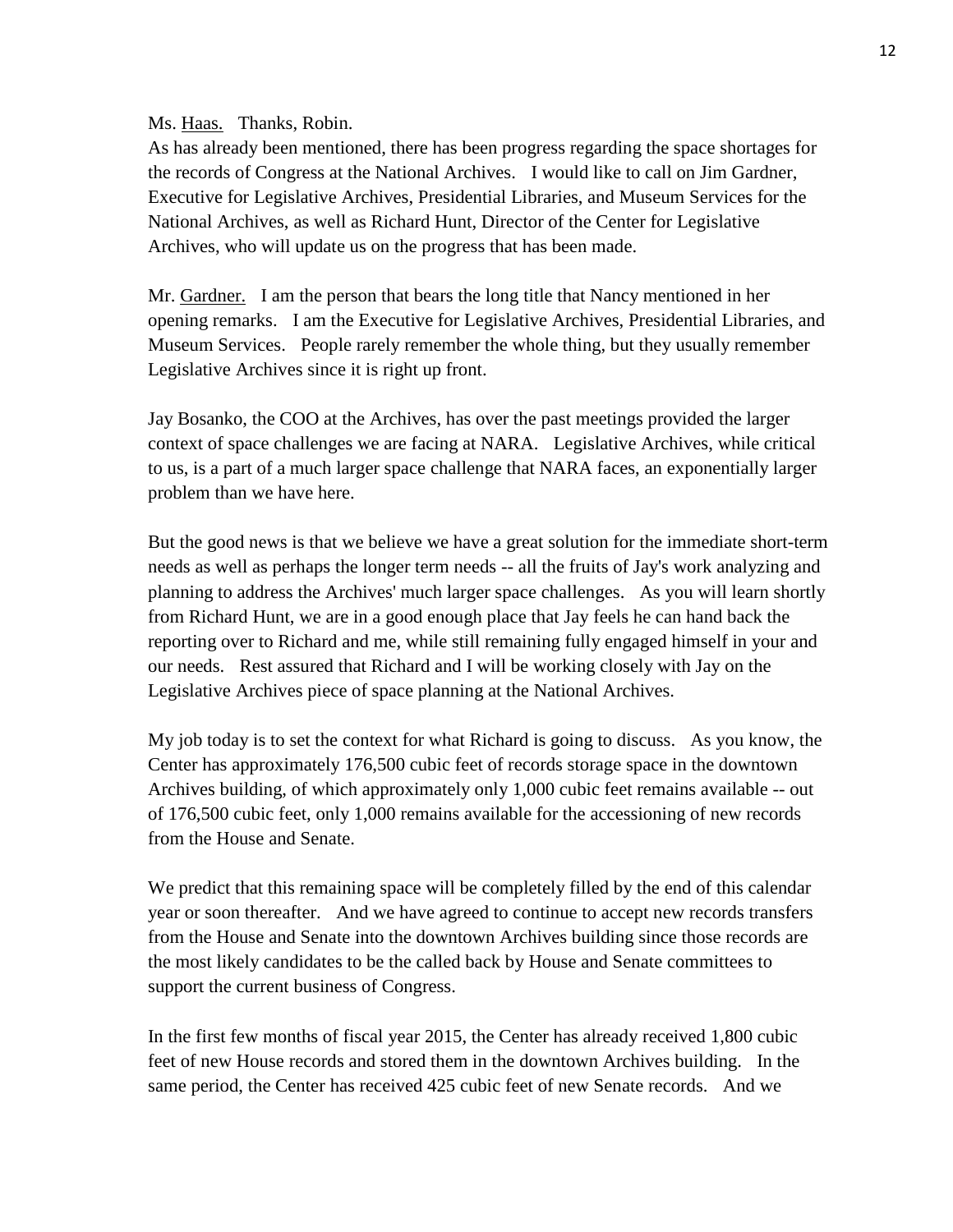Ms. Haas. Thanks, Robin.
As has already been mentioned, there has been progress regarding the space shortages for the records of Congress at the National Archives. I would like to call on Jim Gardner, Executive for Legislative Archives, Presidential Libraries, and Museum Services for the National Archives, as well as Richard Hunt, Director of the Center for Legislative Archives, who will update us on the progress that has been made.

Mr. Gardner. I am the person that bears the long title that Nancy mentioned in her opening remarks. I am the Executive for Legislative Archives, Presidential Libraries, and Museum Services. People rarely remember the whole thing, but they usually remember Legislative Archives since it is right up front.

Jay Bosanko, the COO at the Archives, has over the past meetings provided the larger context of space challenges we are facing at NARA. Legislative Archives, while critical to us, is a part of a much larger space challenge that NARA faces, an exponentially larger problem than we have here.

But the good news is that we believe we have a great solution for the immediate short-term needs as well as perhaps the longer term needs -- all the fruits of Jay's work analyzing and planning to address the Archives' much larger space challenges. As you will learn shortly from Richard Hunt, we are in a good enough place that Jay feels he can hand back the reporting over to Richard and me, while still remaining fully engaged himself in your and our needs. Rest assured that Richard and I will be working closely with Jay on the Legislative Archives piece of space planning at the National Archives.

My job today is to set the context for what Richard is going to discuss. As you know, the Center has approximately 176,500 cubic feet of records storage space in the downtown Archives building, of which approximately only 1,000 cubic feet remains available -- out of 176,500 cubic feet, only 1,000 remains available for the accessioning of new records from the House and Senate.

We predict that this remaining space will be completely filled by the end of this calendar year or soon thereafter. And we have agreed to continue to accept new records transfers from the House and Senate into the downtown Archives building since those records are the most likely candidates to be the called back by House and Senate committees to support the current business of Congress.

In the first few months of fiscal year 2015, the Center has already received 1,800 cubic feet of new House records and stored them in the downtown Archives building. In the same period, the Center has received 425 cubic feet of new Senate records. And we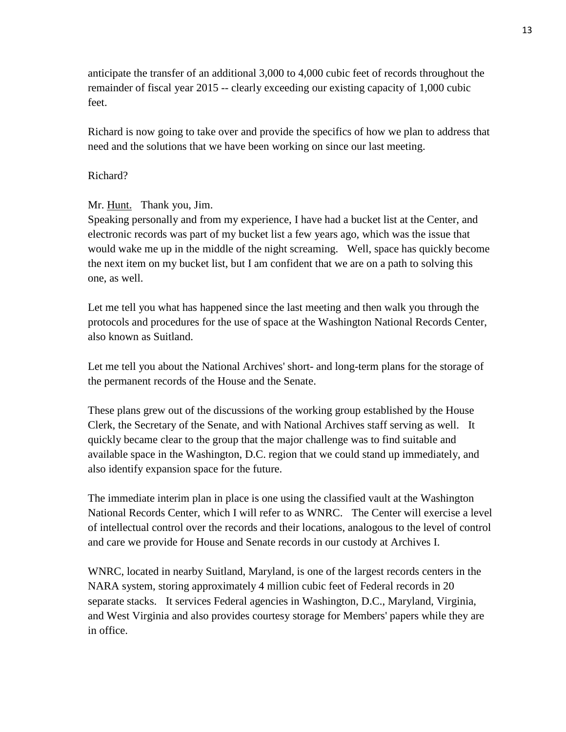anticipate the transfer of an additional 3,000 to 4,000 cubic feet of records throughout the remainder of fiscal year 2015 -- clearly exceeding our existing capacity of 1,000 cubic feet.

Richard is now going to take over and provide the specifics of how we plan to address that need and the solutions that we have been working on since our last meeting.

Richard?

Mr. Hunt. Thank you, Jim.
Speaking personally and from my experience, I have had a bucket list at the Center, and electronic records was part of my bucket list a few years ago, which was the issue that would wake me up in the middle of the night screaming. Well, space has quickly become the next item on my bucket list, but I am confident that we are on a path to solving this one, as well.

Let me tell you what has happened since the last meeting and then walk you through the protocols and procedures for the use of space at the Washington National Records Center, also known as Suitland.

Let me tell you about the National Archives' short- and long-term plans for the storage of the permanent records of the House and the Senate.

These plans grew out of the discussions of the working group established by the House Clerk, the Secretary of the Senate, and with National Archives staff serving as well. It quickly became clear to the group that the major challenge was to find suitable and available space in the Washington, D.C. region that we could stand up immediately, and also identify expansion space for the future.

The immediate interim plan in place is one using the classified vault at the Washington National Records Center, which I will refer to as WNRC. The Center will exercise a level of intellectual control over the records and their locations, analogous to the level of control and care we provide for House and Senate records in our custody at Archives I.

WNRC, located in nearby Suitland, Maryland, is one of the largest records centers in the NARA system, storing approximately 4 million cubic feet of Federal records in 20 separate stacks. It services Federal agencies in Washington, D.C., Maryland, Virginia, and West Virginia and also provides courtesy storage for Members' papers while they are in office.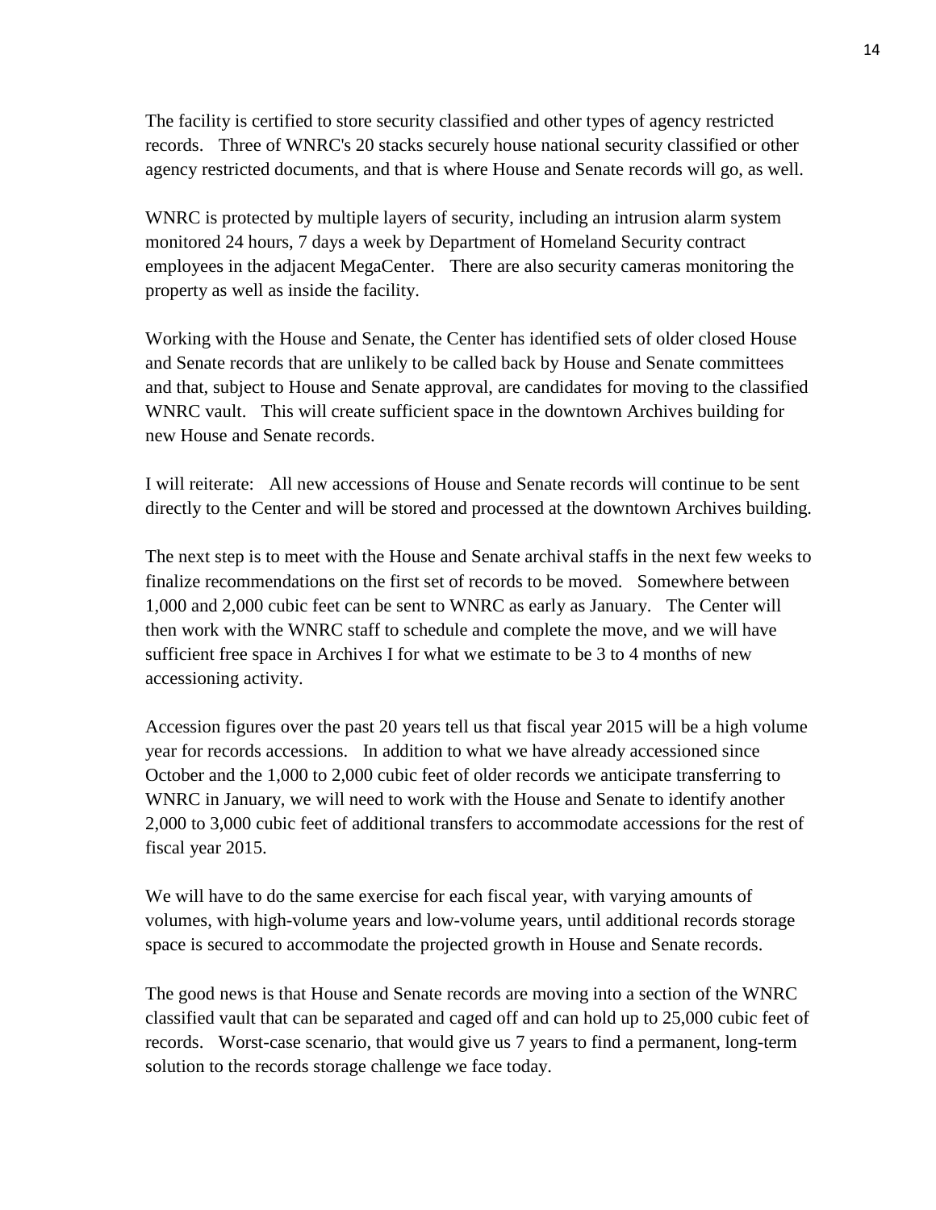The facility is certified to store security classified and other types of agency restricted records. Three of WNRC's 20 stacks securely house national security classified or other agency restricted documents, and that is where House and Senate records will go, as well.

WNRC is protected by multiple layers of security, including an intrusion alarm system monitored 24 hours, 7 days a week by Department of Homeland Security contract employees in the adjacent MegaCenter. There are also security cameras monitoring the property as well as inside the facility.

Working with the House and Senate, the Center has identified sets of older closed House and Senate records that are unlikely to be called back by House and Senate committees and that, subject to House and Senate approval, are candidates for moving to the classified WNRC vault. This will create sufficient space in the downtown Archives building for new House and Senate records.

I will reiterate: All new accessions of House and Senate records will continue to be sent directly to the Center and will be stored and processed at the downtown Archives building.

The next step is to meet with the House and Senate archival staffs in the next few weeks to finalize recommendations on the first set of records to be moved. Somewhere between 1,000 and 2,000 cubic feet can be sent to WNRC as early as January. The Center will then work with the WNRC staff to schedule and complete the move, and we will have sufficient free space in Archives I for what we estimate to be 3 to 4 months of new accessioning activity.

Accession figures over the past 20 years tell us that fiscal year 2015 will be a high volume year for records accessions. In addition to what we have already accessioned since October and the 1,000 to 2,000 cubic feet of older records we anticipate transferring to WNRC in January, we will need to work with the House and Senate to identify another 2,000 to 3,000 cubic feet of additional transfers to accommodate accessions for the rest of fiscal year 2015.

We will have to do the same exercise for each fiscal year, with varying amounts of volumes, with high-volume years and low-volume years, until additional records storage space is secured to accommodate the projected growth in House and Senate records.

The good news is that House and Senate records are moving into a section of the WNRC classified vault that can be separated and caged off and can hold up to 25,000 cubic feet of records. Worst-case scenario, that would give us 7 years to find a permanent, long-term solution to the records storage challenge we face today.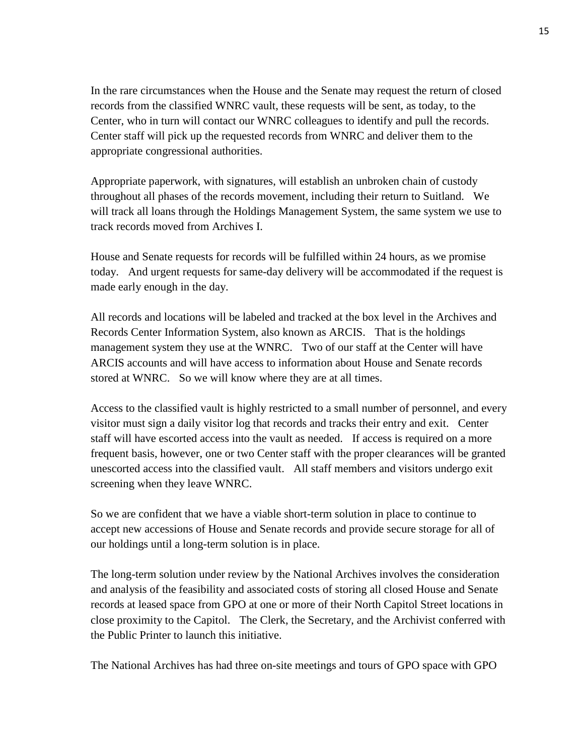In the rare circumstances when the House and the Senate may request the return of closed records from the classified WNRC vault, these requests will be sent, as today, to the Center, who in turn will contact our WNRC colleagues to identify and pull the records. Center staff will pick up the requested records from WNRC and deliver them to the appropriate congressional authorities.

Appropriate paperwork, with signatures, will establish an unbroken chain of custody throughout all phases of the records movement, including their return to Suitland. We will track all loans through the Holdings Management System, the same system we use to track records moved from Archives I.

House and Senate requests for records will be fulfilled within 24 hours, as we promise today. And urgent requests for same-day delivery will be accommodated if the request is made early enough in the day.

All records and locations will be labeled and tracked at the box level in the Archives and Records Center Information System, also known as ARCIS. That is the holdings management system they use at the WNRC. Two of our staff at the Center will have ARCIS accounts and will have access to information about House and Senate records stored at WNRC. So we will know where they are at all times.

Access to the classified vault is highly restricted to a small number of personnel, and every visitor must sign a daily visitor log that records and tracks their entry and exit. Center staff will have escorted access into the vault as needed. If access is required on a more frequent basis, however, one or two Center staff with the proper clearances will be granted unescorted access into the classified vault. All staff members and visitors undergo exit screening when they leave WNRC.

So we are confident that we have a viable short-term solution in place to continue to accept new accessions of House and Senate records and provide secure storage for all of our holdings until a long-term solution is in place.

The long-term solution under review by the National Archives involves the consideration and analysis of the feasibility and associated costs of storing all closed House and Senate records at leased space from GPO at one or more of their North Capitol Street locations in close proximity to the Capitol. The Clerk, the Secretary, and the Archivist conferred with the Public Printer to launch this initiative.

The National Archives has had three on-site meetings and tours of GPO space with GPO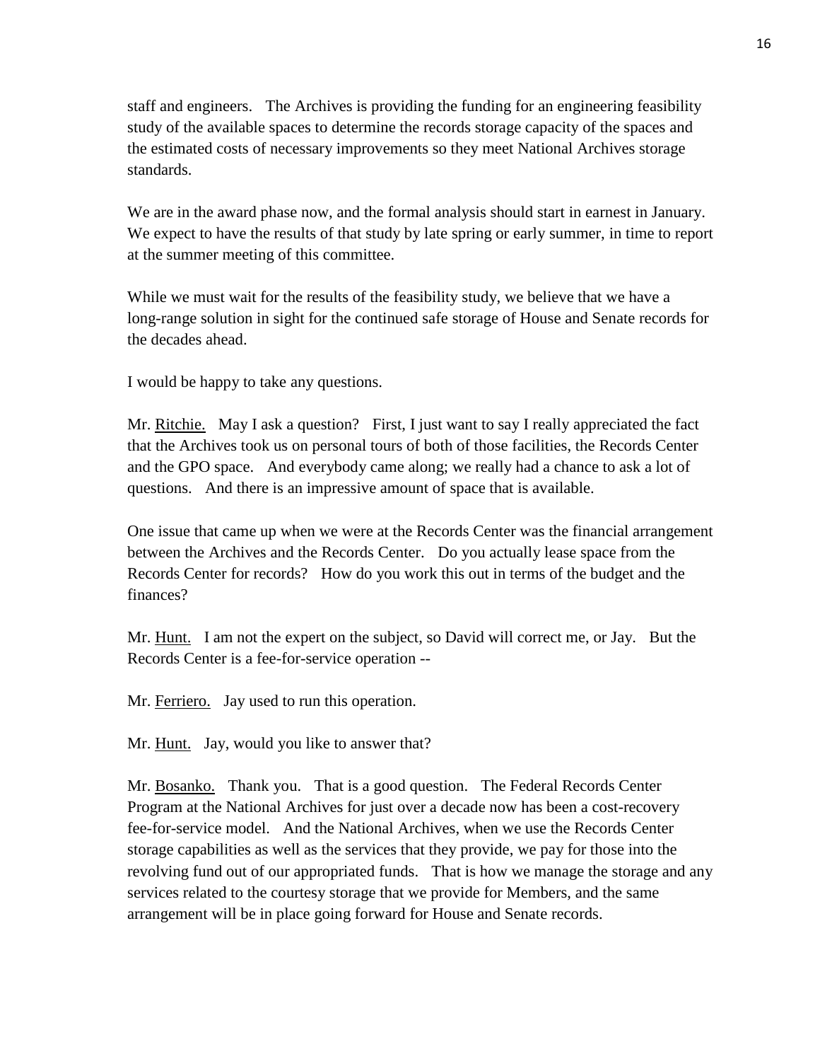staff and engineers. The Archives is providing the funding for an engineering feasibility study of the available spaces to determine the records storage capacity of the spaces and the estimated costs of necessary improvements so they meet National Archives storage standards.

We are in the award phase now, and the formal analysis should start in earnest in January. We expect to have the results of that study by late spring or early summer, in time to report at the summer meeting of this committee.

While we must wait for the results of the feasibility study, we believe that we have a long-range solution in sight for the continued safe storage of House and Senate records for the decades ahead.

I would be happy to take any questions.

Mr. Ritchie. May I ask a question? First, I just want to say I really appreciated the fact that the Archives took us on personal tours of both of those facilities, the Records Center and the GPO space. And everybody came along; we really had a chance to ask a lot of questions. And there is an impressive amount of space that is available.

One issue that came up when we were at the Records Center was the financial arrangement between the Archives and the Records Center. Do you actually lease space from the Records Center for records? How do you work this out in terms of the budget and the finances?

Mr. Hunt. I am not the expert on the subject, so David will correct me, or Jay. But the Records Center is a fee-for-service operation --

Mr. Ferriero. Jay used to run this operation.

Mr. Hunt. Jay, would you like to answer that?

Mr. Bosanko. Thank you. That is a good question. The Federal Records Center Program at the National Archives for just over a decade now has been a cost-recovery fee-for-service model. And the National Archives, when we use the Records Center storage capabilities as well as the services that they provide, we pay for those into the revolving fund out of our appropriated funds. That is how we manage the storage and any services related to the courtesy storage that we provide for Members, and the same arrangement will be in place going forward for House and Senate records.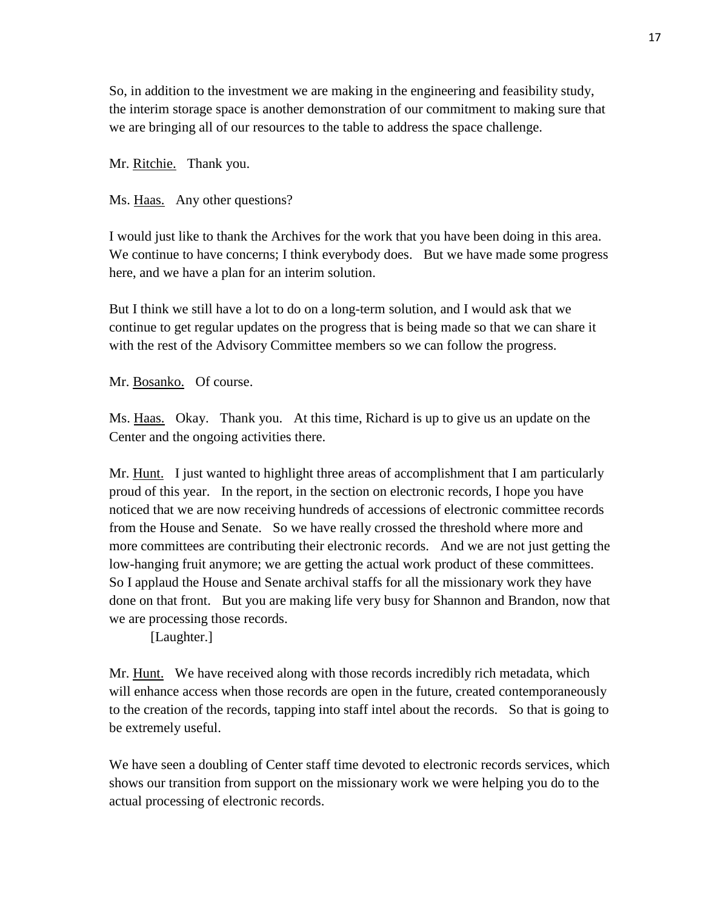So, in addition to the investment we are making in the engineering and feasibility study, the interim storage space is another demonstration of our commitment to making sure that we are bringing all of our resources to the table to address the space challenge.

Mr. Ritchie. Thank you.

Ms. Haas. Any other questions?

I would just like to thank the Archives for the work that you have been doing in this area. We continue to have concerns; I think everybody does. But we have made some progress here, and we have a plan for an interim solution.

But I think we still have a lot to do on a long-term solution, and I would ask that we continue to get regular updates on the progress that is being made so that we can share it with the rest of the Advisory Committee members so we can follow the progress.

Mr. Bosanko. Of course.

Ms. Haas. Okay. Thank you. At this time, Richard is up to give us an update on the Center and the ongoing activities there.

Mr. Hunt. I just wanted to highlight three areas of accomplishment that I am particularly proud of this year. In the report, in the section on electronic records, I hope you have noticed that we are now receiving hundreds of accessions of electronic committee records from the House and Senate. So we have really crossed the threshold where more and more committees are contributing their electronic records. And we are not just getting the low-hanging fruit anymore; we are getting the actual work product of these committees. So I applaud the House and Senate archival staffs for all the missionary work they have done on that front. But you are making life very busy for Shannon and Brandon, now that we are processing those records.

[Laughter.]

Mr. Hunt. We have received along with those records incredibly rich metadata, which will enhance access when those records are open in the future, created contemporaneously to the creation of the records, tapping into staff intel about the records. So that is going to be extremely useful.

We have seen a doubling of Center staff time devoted to electronic records services, which shows our transition from support on the missionary work we were helping you do to the actual processing of electronic records.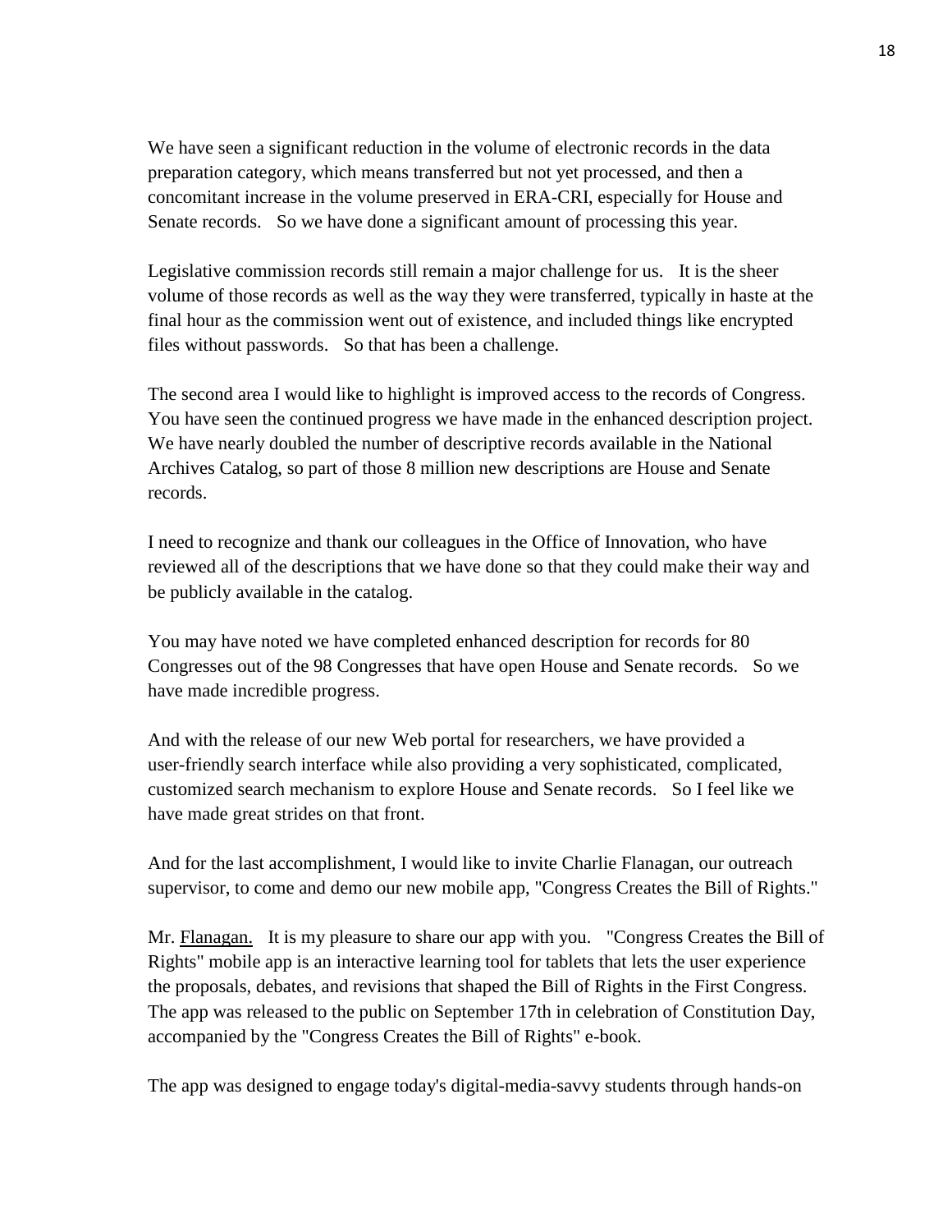We have seen a significant reduction in the volume of electronic records in the data preparation category, which means transferred but not yet processed, and then a concomitant increase in the volume preserved in ERA-CRI, especially for House and Senate records. So we have done a significant amount of processing this year.

Legislative commission records still remain a major challenge for us. It is the sheer volume of those records as well as the way they were transferred, typically in haste at the final hour as the commission went out of existence, and included things like encrypted files without passwords. So that has been a challenge.

The second area I would like to highlight is improved access to the records of Congress. You have seen the continued progress we have made in the enhanced description project. We have nearly doubled the number of descriptive records available in the National Archives Catalog, so part of those 8 million new descriptions are House and Senate records.

I need to recognize and thank our colleagues in the Office of Innovation, who have reviewed all of the descriptions that we have done so that they could make their way and be publicly available in the catalog.

You may have noted we have completed enhanced description for records for 80 Congresses out of the 98 Congresses that have open House and Senate records. So we have made incredible progress.

And with the release of our new Web portal for researchers, we have provided a user-friendly search interface while also providing a very sophisticated, complicated, customized search mechanism to explore House and Senate records. So I feel like we have made great strides on that front.

And for the last accomplishment, I would like to invite Charlie Flanagan, our outreach supervisor, to come and demo our new mobile app, "Congress Creates the Bill of Rights."

Mr. Flanagan. It is my pleasure to share our app with you. "Congress Creates the Bill of Rights" mobile app is an interactive learning tool for tablets that lets the user experience the proposals, debates, and revisions that shaped the Bill of Rights in the First Congress. The app was released to the public on September 17th in celebration of Constitution Day, accompanied by the "Congress Creates the Bill of Rights" e-book.

The app was designed to engage today's digital-media-savvy students through hands-on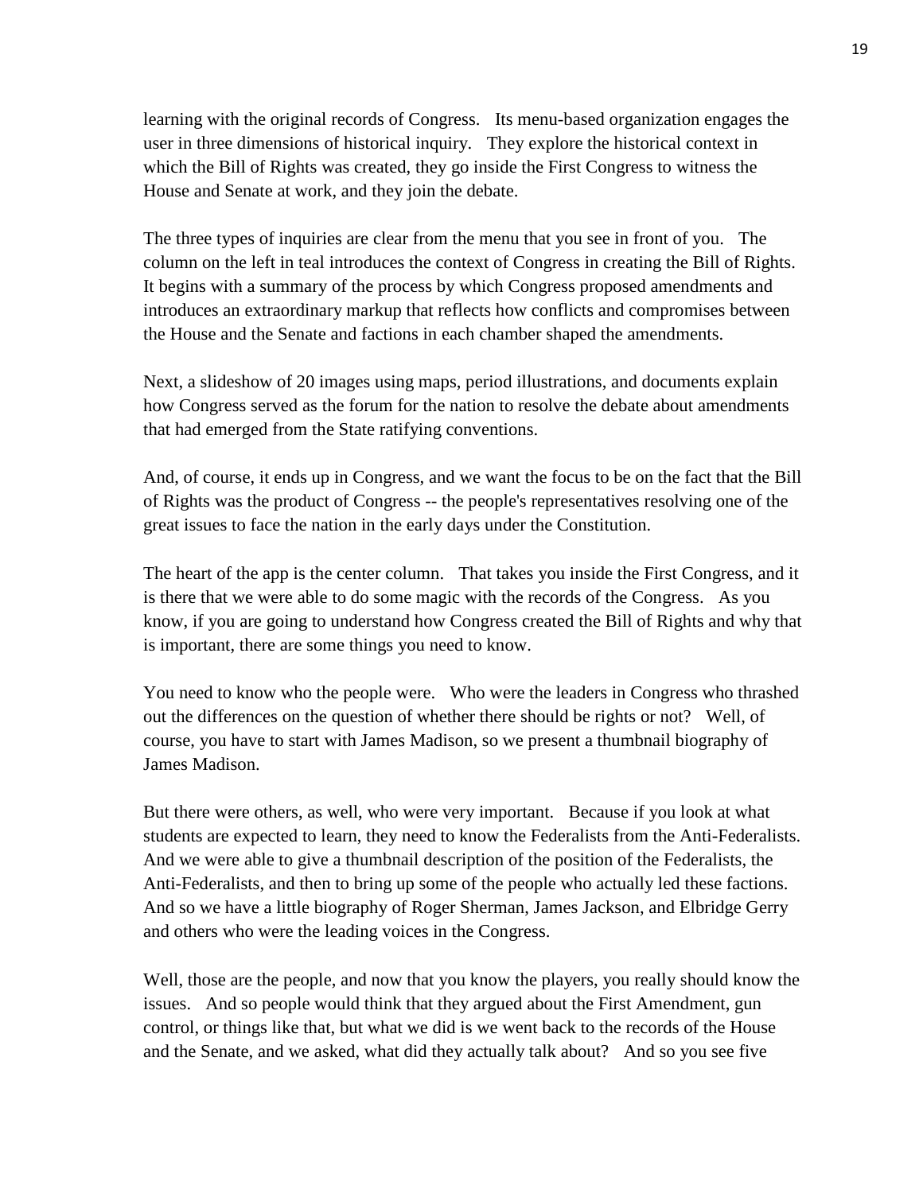learning with the original records of Congress. Its menu-based organization engages the user in three dimensions of historical inquiry. They explore the historical context in which the Bill of Rights was created, they go inside the First Congress to witness the House and Senate at work, and they join the debate.

The three types of inquiries are clear from the menu that you see in front of you. The column on the left in teal introduces the context of Congress in creating the Bill of Rights. It begins with a summary of the process by which Congress proposed amendments and introduces an extraordinary markup that reflects how conflicts and compromises between the House and the Senate and factions in each chamber shaped the amendments.

Next, a slideshow of 20 images using maps, period illustrations, and documents explain how Congress served as the forum for the nation to resolve the debate about amendments that had emerged from the State ratifying conventions.

And, of course, it ends up in Congress, and we want the focus to be on the fact that the Bill of Rights was the product of Congress -- the people's representatives resolving one of the great issues to face the nation in the early days under the Constitution.

The heart of the app is the center column. That takes you inside the First Congress, and it is there that we were able to do some magic with the records of the Congress. As you know, if you are going to understand how Congress created the Bill of Rights and why that is important, there are some things you need to know.

You need to know who the people were. Who were the leaders in Congress who thrashed out the differences on the question of whether there should be rights or not? Well, of course, you have to start with James Madison, so we present a thumbnail biography of James Madison.

But there were others, as well, who were very important. Because if you look at what students are expected to learn, they need to know the Federalists from the Anti-Federalists. And we were able to give a thumbnail description of the position of the Federalists, the Anti-Federalists, and then to bring up some of the people who actually led these factions. And so we have a little biography of Roger Sherman, James Jackson, and Elbridge Gerry and others who were the leading voices in the Congress.

Well, those are the people, and now that you know the players, you really should know the issues. And so people would think that they argued about the First Amendment, gun control, or things like that, but what we did is we went back to the records of the House and the Senate, and we asked, what did they actually talk about? And so you see five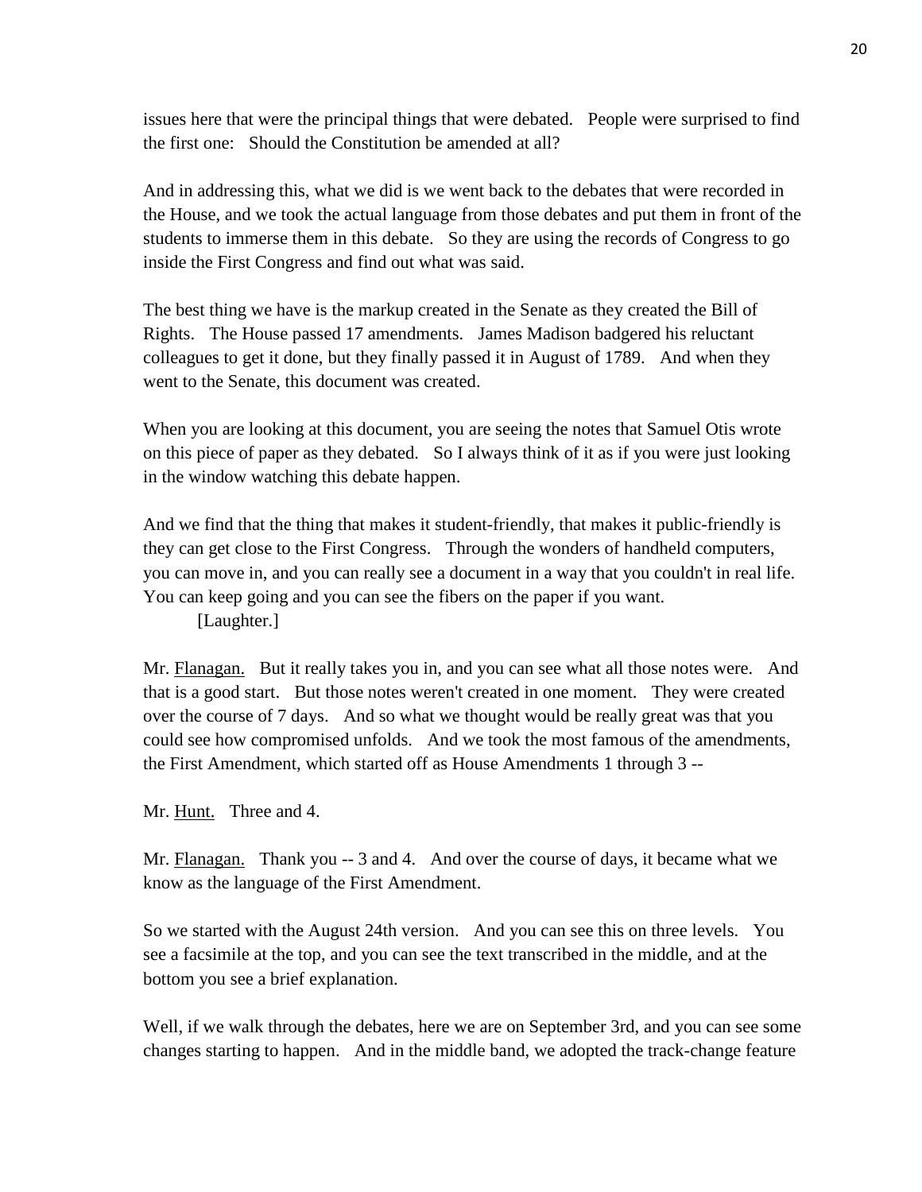issues here that were the principal things that were debated. People were surprised to find the first one: Should the Constitution be amended at all?

And in addressing this, what we did is we went back to the debates that were recorded in the House, and we took the actual language from those debates and put them in front of the students to immerse them in this debate. So they are using the records of Congress to go inside the First Congress and find out what was said.

The best thing we have is the markup created in the Senate as they created the Bill of Rights. The House passed 17 amendments. James Madison badgered his reluctant colleagues to get it done, but they finally passed it in August of 1789. And when they went to the Senate, this document was created.

When you are looking at this document, you are seeing the notes that Samuel Otis wrote on this piece of paper as they debated. So I always think of it as if you were just looking in the window watching this debate happen.

And we find that the thing that makes it student-friendly, that makes it public-friendly is they can get close to the First Congress. Through the wonders of handheld computers, you can move in, and you can really see a document in a way that you couldn't in real life. You can keep going and you can see the fibers on the paper if you want.

[Laughter.]

Mr. Flanagan. But it really takes you in, and you can see what all those notes were. And that is a good start. But those notes weren't created in one moment. They were created over the course of 7 days. And so what we thought would be really great was that you could see how compromised unfolds. And we took the most famous of the amendments, the First Amendment, which started off as House Amendments 1 through 3 --

Mr. Hunt. Three and 4.

Mr. Flanagan. Thank you -- 3 and 4. And over the course of days, it became what we know as the language of the First Amendment.

So we started with the August 24th version. And you can see this on three levels. You see a facsimile at the top, and you can see the text transcribed in the middle, and at the bottom you see a brief explanation.

Well, if we walk through the debates, here we are on September 3rd, and you can see some changes starting to happen. And in the middle band, we adopted the track-change feature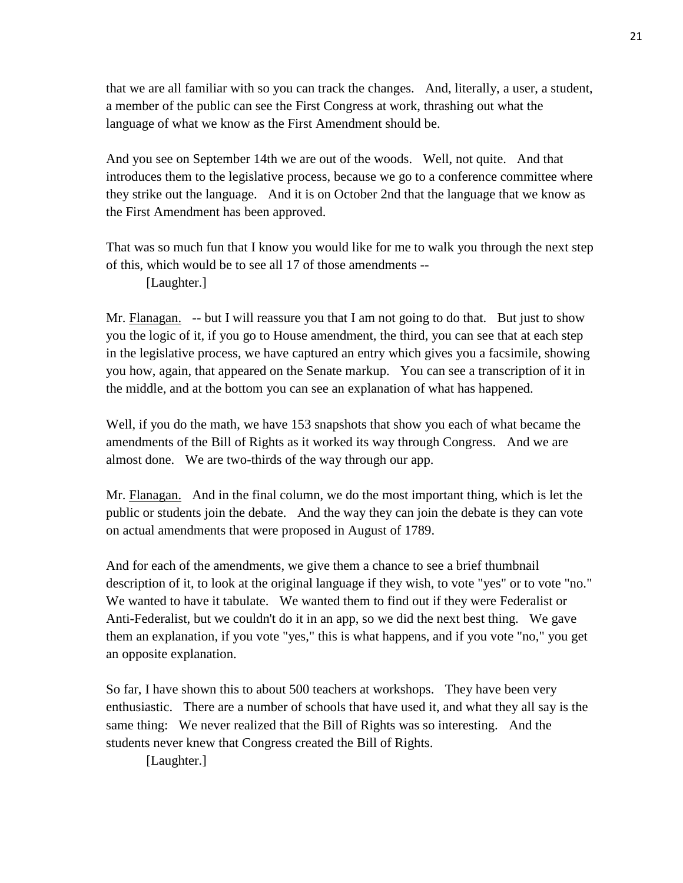that we are all familiar with so you can track the changes. And, literally, a user, a student, a member of the public can see the First Congress at work, thrashing out what the language of what we know as the First Amendment should be.

And you see on September 14th we are out of the woods. Well, not quite. And that introduces them to the legislative process, because we go to a conference committee where they strike out the language. And it is on October 2nd that the language that we know as the First Amendment has been approved.

That was so much fun that I know you would like for me to walk you through the next step of this, which would be to see all 17 of those amendments --

[Laughter.]

Mr. Flanagan. -- but I will reassure you that I am not going to do that. But just to show you the logic of it, if you go to House amendment, the third, you can see that at each step in the legislative process, we have captured an entry which gives you a facsimile, showing you how, again, that appeared on the Senate markup. You can see a transcription of it in the middle, and at the bottom you can see an explanation of what has happened.

Well, if you do the math, we have 153 snapshots that show you each of what became the amendments of the Bill of Rights as it worked its way through Congress. And we are almost done. We are two-thirds of the way through our app.

Mr. Flanagan. And in the final column, we do the most important thing, which is let the public or students join the debate. And the way they can join the debate is they can vote on actual amendments that were proposed in August of 1789.

And for each of the amendments, we give them a chance to see a brief thumbnail description of it, to look at the original language if they wish, to vote "yes" or to vote "no." We wanted to have it tabulate. We wanted them to find out if they were Federalist or Anti-Federalist, but we couldn't do it in an app, so we did the next best thing. We gave them an explanation, if you vote "yes," this is what happens, and if you vote "no," you get an opposite explanation.

So far, I have shown this to about 500 teachers at workshops. They have been very enthusiastic. There are a number of schools that have used it, and what they all say is the same thing: We never realized that the Bill of Rights was so interesting. And the students never knew that Congress created the Bill of Rights.

[Laughter.]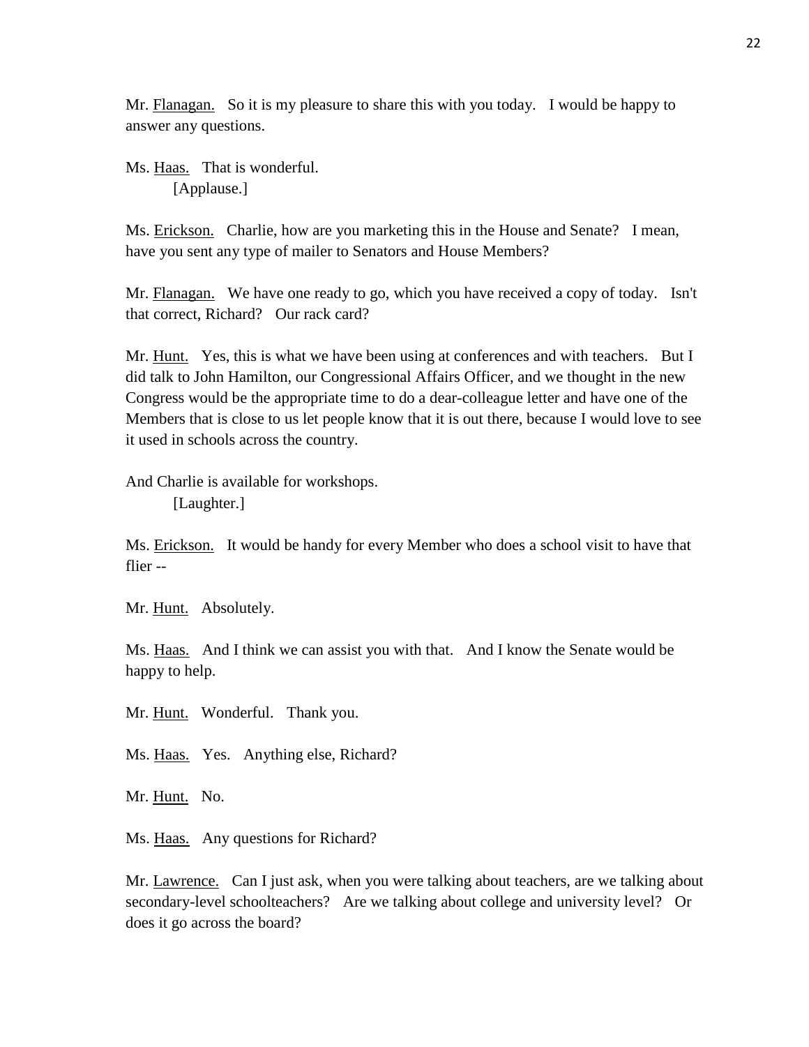Mr. Flanagan. So it is my pleasure to share this with you today. I would be happy to answer any questions.

Ms. Haas. That is wonderful.

[Applause.]

Ms. Erickson. Charlie, how are you marketing this in the House and Senate? I mean, have you sent any type of mailer to Senators and House Members?

Mr. Flanagan. We have one ready to go, which you have received a copy of today. Isn't that correct, Richard? Our rack card?

Mr. Hunt. Yes, this is what we have been using at conferences and with teachers. But I did talk to John Hamilton, our Congressional Affairs Officer, and we thought in the new Congress would be the appropriate time to do a dear-colleague letter and have one of the Members that is close to us let people know that it is out there, because I would love to see it used in schools across the country.

And Charlie is available for workshops.

[Laughter.]

Ms. Erickson. It would be handy for every Member who does a school visit to have that flier --

Mr. Hunt. Absolutely.

Ms. Haas. And I think we can assist you with that. And I know the Senate would be happy to help.

Mr. Hunt. Wonderful. Thank you.

Ms. Haas. Yes. Anything else, Richard?

Mr. Hunt. No.

Ms. Haas. Any questions for Richard?

Mr. Lawrence. Can I just ask, when you were talking about teachers, are we talking about secondary-level schoolteachers? Are we talking about college and university level? Or does it go across the board?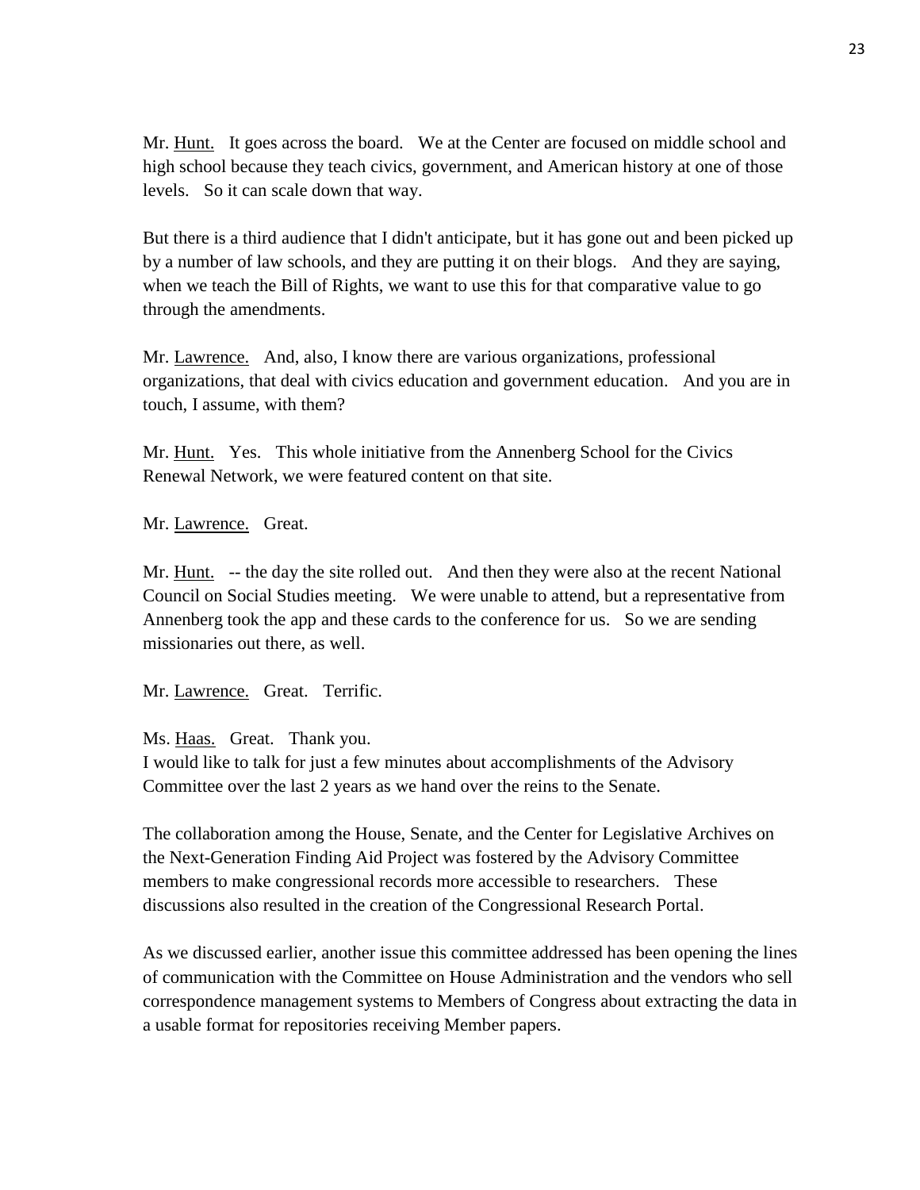Mr. Hunt. It goes across the board. We at the Center are focused on middle school and high school because they teach civics, government, and American history at one of those levels. So it can scale down that way.

But there is a third audience that I didn't anticipate, but it has gone out and been picked up by a number of law schools, and they are putting it on their blogs. And they are saying, when we teach the Bill of Rights, we want to use this for that comparative value to go through the amendments.

Mr. Lawrence. And, also, I know there are various organizations, professional organizations, that deal with civics education and government education. And you are in touch, I assume, with them?

Mr. Hunt. Yes. This whole initiative from the Annenberg School for the Civics Renewal Network, we were featured content on that site.

Mr. Lawrence. Great.

Mr. Hunt. -- the day the site rolled out. And then they were also at the recent National Council on Social Studies meeting. We were unable to attend, but a representative from Annenberg took the app and these cards to the conference for us. So we are sending missionaries out there, as well.

Mr. Lawrence. Great. Terrific.

Ms. Haas. Great. Thank you.
I would like to talk for just a few minutes about accomplishments of the Advisory Committee over the last 2 years as we hand over the reins to the Senate.

The collaboration among the House, Senate, and the Center for Legislative Archives on the Next-Generation Finding Aid Project was fostered by the Advisory Committee members to make congressional records more accessible to researchers. These discussions also resulted in the creation of the Congressional Research Portal.

As we discussed earlier, another issue this committee addressed has been opening the lines of communication with the Committee on House Administration and the vendors who sell correspondence management systems to Members of Congress about extracting the data in a usable format for repositories receiving Member papers.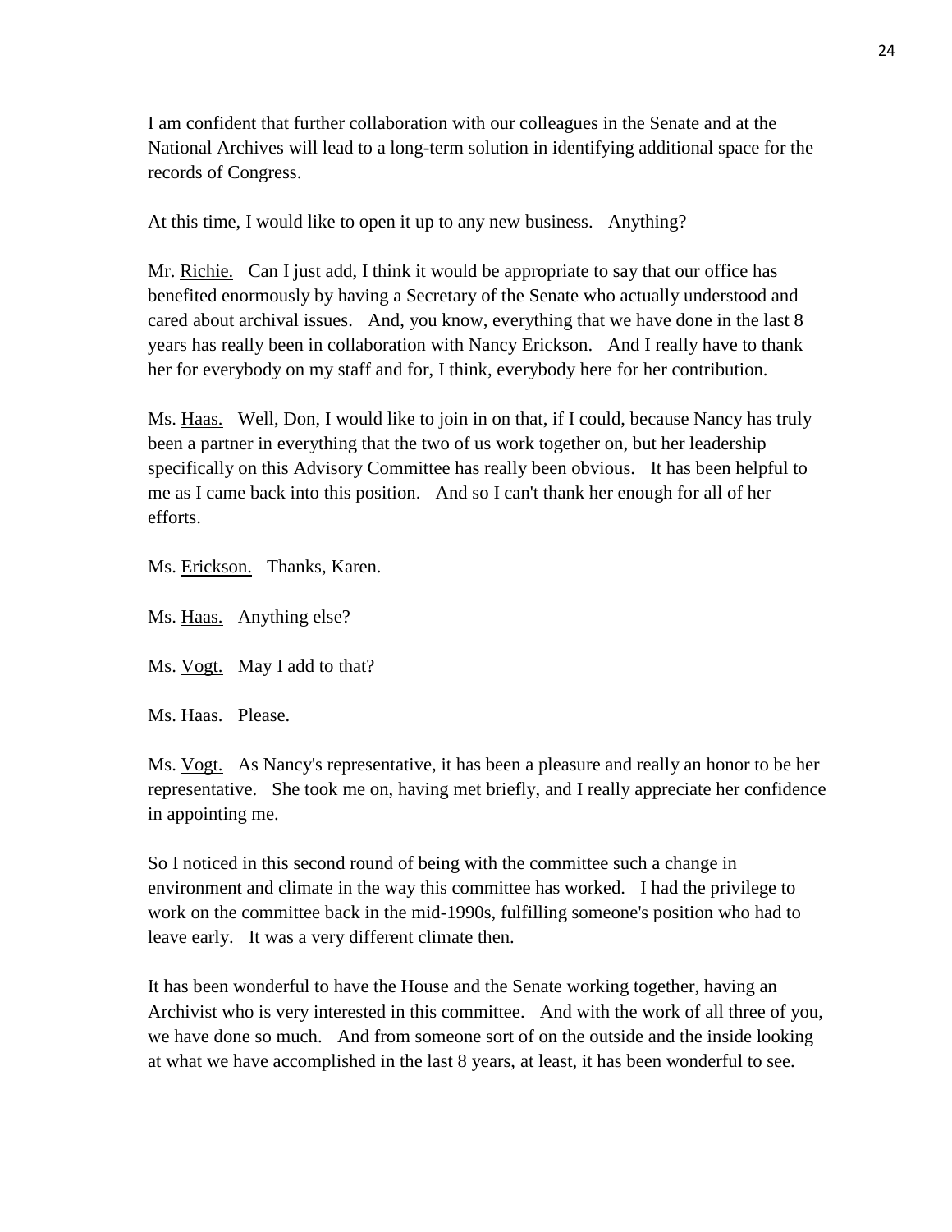I am confident that further collaboration with our colleagues in the Senate and at the National Archives will lead to a long-term solution in identifying additional space for the records of Congress.

At this time, I would like to open it up to any new business. Anything?

Mr. Richie. Can I just add, I think it would be appropriate to say that our office has benefited enormously by having a Secretary of the Senate who actually understood and cared about archival issues. And, you know, everything that we have done in the last 8 years has really been in collaboration with Nancy Erickson. And I really have to thank her for everybody on my staff and for, I think, everybody here for her contribution.

Ms. Haas. Well, Don, I would like to join in on that, if I could, because Nancy has truly been a partner in everything that the two of us work together on, but her leadership specifically on this Advisory Committee has really been obvious. It has been helpful to me as I came back into this position. And so I can't thank her enough for all of her efforts.

Ms. Erickson. Thanks, Karen.

Ms. Haas. Anything else?

Ms. Vogt. May I add to that?

Ms. Haas. Please.

Ms. Vogt. As Nancy's representative, it has been a pleasure and really an honor to be her representative. She took me on, having met briefly, and I really appreciate her confidence in appointing me.

So I noticed in this second round of being with the committee such a change in environment and climate in the way this committee has worked. I had the privilege to work on the committee back in the mid-1990s, fulfilling someone's position who had to leave early. It was a very different climate then.

It has been wonderful to have the House and the Senate working together, having an Archivist who is very interested in this committee. And with the work of all three of you, we have done so much. And from someone sort of on the outside and the inside looking at what we have accomplished in the last 8 years, at least, it has been wonderful to see.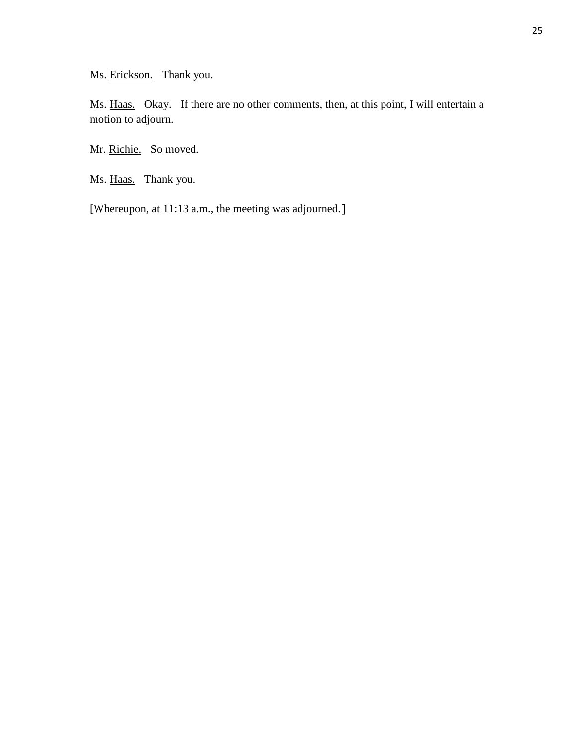Ms. <u>Erickson.</u> Thank you.

Ms. <u>Haas.</u> Okay. If there are no other comments, then, at this point, I will entertain a motion to adjourn.

Mr. <u>Richie.</u> So moved.

Ms. <u>Haas.</u> Thank you.

[Whereupon, at 11:13 a.m., the meeting was adjourned.]